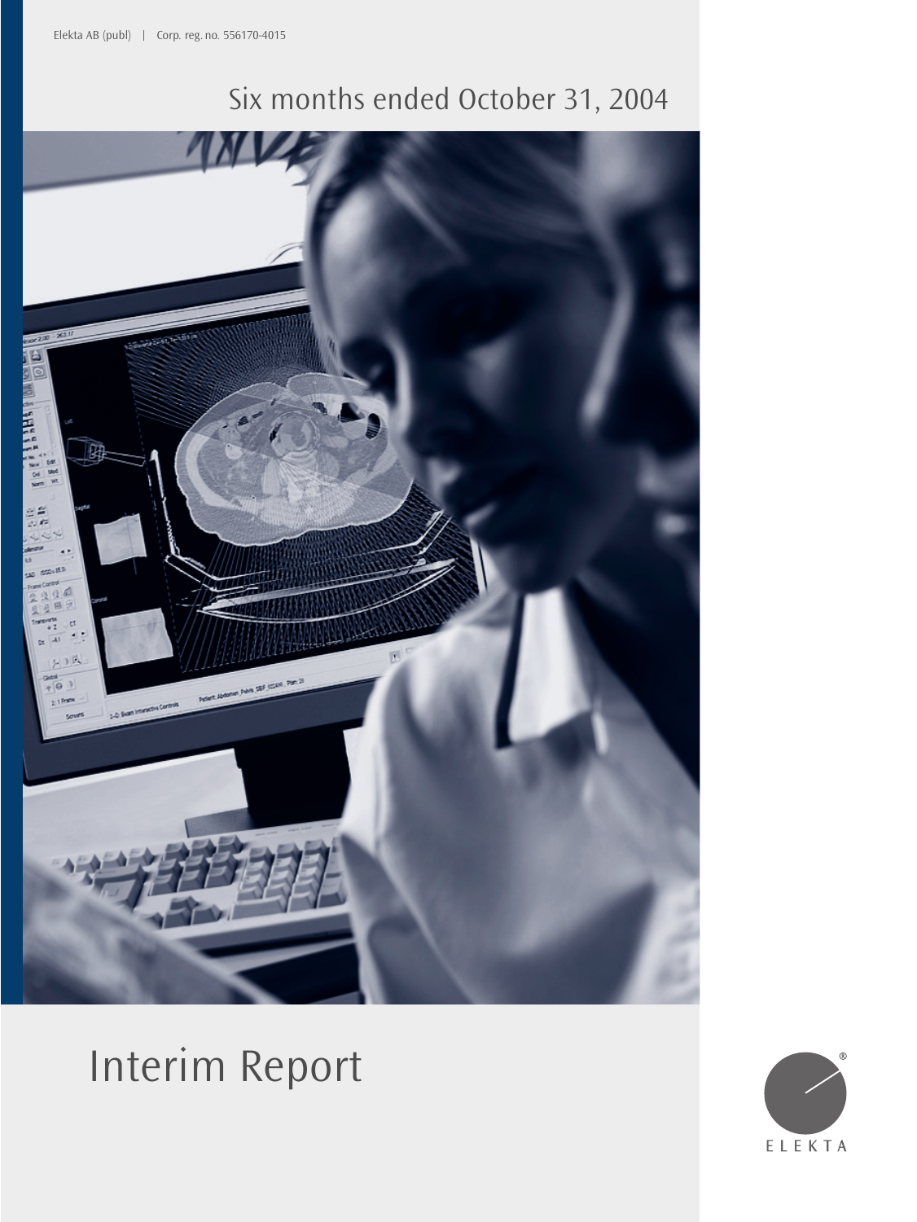Elekta AB (publ) | Corp. reg. no. 556170-4015

Six months ended October 31, 2004

# Interim Report

ELEKTA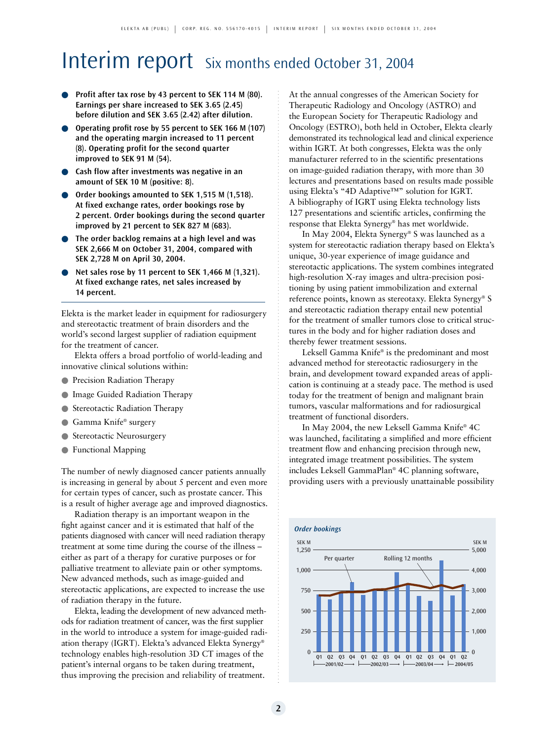# Interim report Six months ended October 31, 2004

- **Profit after tax rose by 43 percent to SEK 114 M (80). Earnings per share increased to SEK 3.65 (2.45) before dilution and SEK 3.65 (2.42) after dilution.**
- **Operating profit rose by 55 percent to SEK 166 M (107) and the operating margin increased to 11 percent (8). Operating profit for the second quarter improved to SEK 91 M (54).**
- **Cash flow after investments was negative in an amount of SEK 10 M (positive: 8).**
- **Order bookings amounted to SEK 1,515 M (1,518). At fixed exchange rates, order bookings rose by 2 percent. Order bookings during the second quarter improved by 21 percent to SEK 827 M (683).**
- **The order backlog remains at a high level and was SEK 2,666 M on October 31, 2004, compared with SEK 2,728 M on April 30, 2004.**
- **Net sales rose by 11 percent to SEK 1,466 M (1,321). At fixed exchange rates, net sales increased by 14 percent.**

Elekta is the market leader in equipment for radiosurgery and stereotactic treatment of brain disorders and the world's second largest supplier of radiation equipment for the treatment of cancer.

Elekta offers a broad portfolio of world-leading and innovative clinical solutions within:

- Precision Radiation Therapy
- Image Guided Radiation Therapy
- Stereotactic Radiation Therapy
- Gamma Knife® surgery
- Stereotactic Neurosurgery
- Functional Mapping

The number of newly diagnosed cancer patients annually is increasing in general by about 5 percent and even more for certain types of cancer, such as prostate cancer. This is a result of higher average age and improved diagnostics.

Radiation therapy is an important weapon in the fight against cancer and it is estimated that half of the patients diagnosed with cancer will need radiation therapy treatment at some time during the course of the illness – either as part of a therapy for curative purposes or for palliative treatment to alleviate pain or other symptoms. New advanced methods, such as image-guided and stereotactic applications, are expected to increase the use of radiation therapy in the future.

Elekta, leading the development of new advanced methods for radiation treatment of cancer, was the first supplier in the world to introduce a system for image-guided radiation therapy (IGRT). Elekta's advanced Elekta Synergy® technology enables high-resolution 3D CT images of the patient's internal organs to be taken during treatment, thus improving the precision and reliability of treatment.

At the annual congresses of the American Society for Therapeutic Radiology and Oncology (ASTRO) and the European Society for Therapeutic Radiology and Oncology (ESTRO), both held in October, Elekta clearly demonstrated its technological lead and clinical experience within IGRT. At both congresses, Elekta was the only manufacturer referred to in the scientific presentations on image-guided radiation therapy, with more than 30 lectures and presentations based on results made possible using Elekta's "4D Adaptive™" solution for IGRT. A bibliography of IGRT using Elekta technology lists 127 presentations and scientific articles, confirming the response that Elekta Synergy® has met worldwide.

In May 2004, Elekta Synergy® S was launched as a system for stereotactic radiation therapy based on Elekta's unique, 30-year experience of image guidance and stereotactic applications. The system combines integrated high-resolution X-ray images and ultra-precision positioning by using patient immobilization and external reference points, known as stereotaxy. Elekta Synergy® S and stereotactic radiation therapy entail new potential for the treatment of smaller tumors close to critical structures in the body and for higher radiation doses and thereby fewer treatment sessions.

Leksell Gamma Knife® is the predominant and most advanced method for stereotactic radiosurgery in the brain, and development toward expanded areas of application is continuing at a steady pace. The method is used today for the treatment of benign and malignant brain tumors, vascular malformations and for radiosurgical treatment of functional disorders.

In May 2004, the new Leksell Gamma Knife® 4C was launched, facilitating a simplified and more efficient treatment flow and enhancing precision through new, integrated image treatment possibilities. The system includes Leksell GammaPlan® 4C planning software, providing users with a previously unattainable possibility

*Order bookings*

SEK M (left axis: 0–1,250, Per quarter); SEK M (right axis: 0–5,000, Rolling 12 months)

Q1 Q2 Q3 Q4 (2001/02) · Q1 Q2 Q3 Q4 (2002/03) · Q1 Q2 Q3 Q4 (2003/04) · Q1 Q2 (2004/05)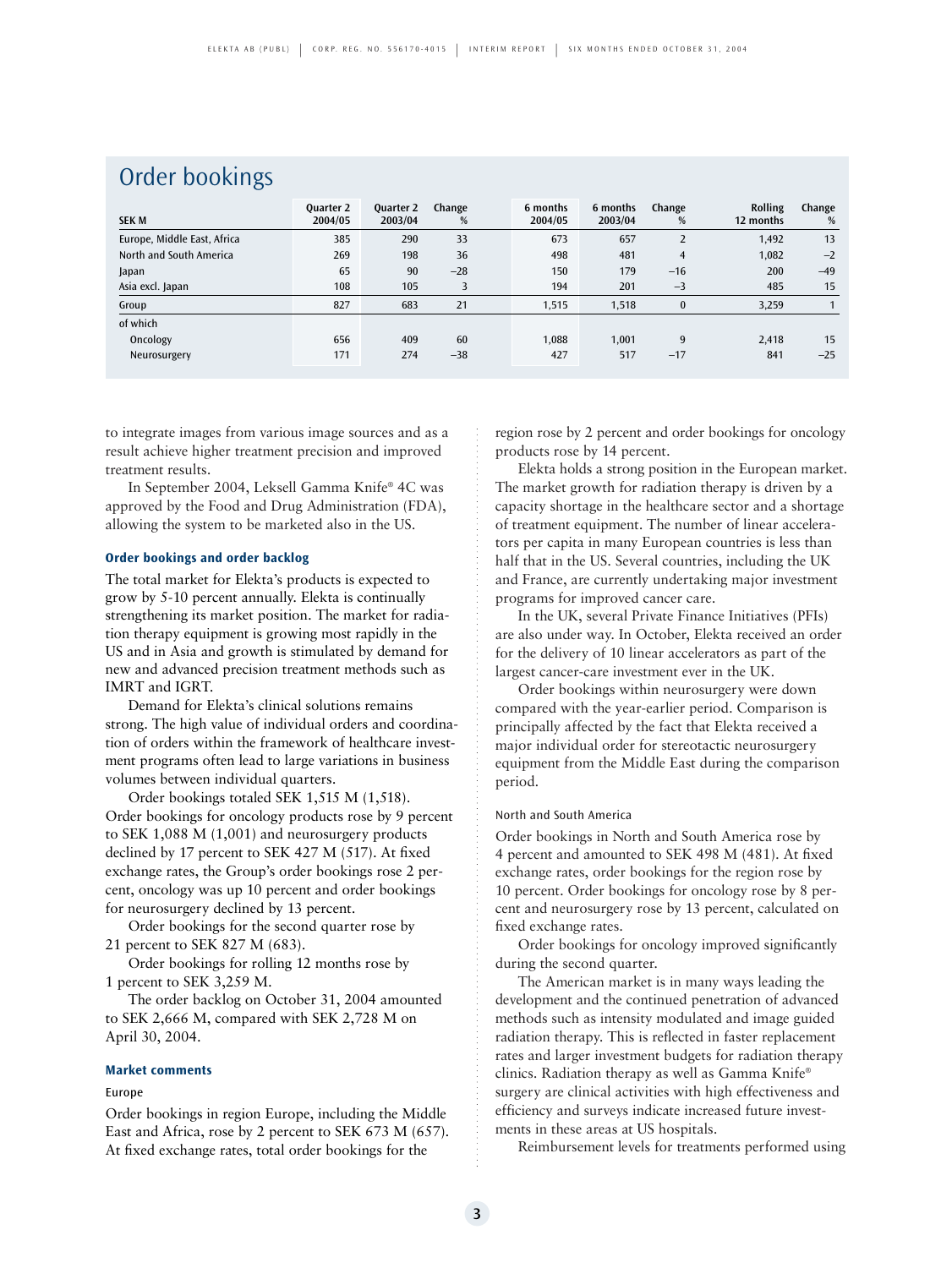## Order bookings

| SEK M | Quarter 2 2004/05 | Quarter 2 2003/04 | Change % | 6 months 2004/05 | 6 months 2003/04 | Change % | Rolling 12 months | Change % |
|---|---|---|---|---|---|---|---|---|
| Europe, Middle East, Africa | 385 | 290 | 33 | 673 | 657 | 2 | 1,492 | 13 |
| North and South America | 269 | 198 | 36 | 498 | 481 | 4 | 1,082 | −2 |
| Japan | 65 | 90 | −28 | 150 | 179 | −16 | 200 | −49 |
| Asia excl. Japan | 108 | 105 | 3 | 194 | 201 | −3 | 485 | 15 |
| Group | 827 | 683 | 21 | 1,515 | 1,518 | 0 | 3,259 | 1 |
| of which | | | | | | | | |
| Oncology | 656 | 409 | 60 | 1,088 | 1,001 | 9 | 2,418 | 15 |
| Neurosurgery | 171 | 274 | −38 | 427 | 517 | −17 | 841 | −25 |

to integrate images from various image sources and as a result achieve higher treatment precision and improved treatment results.

In September 2004, Leksell Gamma Knife® 4C was approved by the Food and Drug Administration (FDA), allowing the system to be marketed also in the US.

**Order bookings and order backlog**

The total market for Elekta's products is expected to grow by 5-10 percent annually. Elekta is continually strengthening its market position. The market for radiation therapy equipment is growing most rapidly in the US and in Asia and growth is stimulated by demand for new and advanced precision treatment methods such as IMRT and IGRT.

Demand for Elekta's clinical solutions remains strong. The high value of individual orders and coordination of orders within the framework of healthcare investment programs often lead to large variations in business volumes between individual quarters.

Order bookings totaled SEK 1,515 M (1,518). Order bookings for oncology products rose by 9 percent to SEK 1,088 M (1,001) and neurosurgery products declined by 17 percent to SEK 427 M (517). At fixed exchange rates, the Group's order bookings rose 2 percent, oncology was up 10 percent and order bookings for neurosurgery declined by 13 percent.

Order bookings for the second quarter rose by 21 percent to SEK 827 M (683).

Order bookings for rolling 12 months rose by 1 percent to SEK 3,259 M.

The order backlog on October 31, 2004 amounted to SEK 2,666 M, compared with SEK 2,728 M on April 30, 2004.

**Market comments**

Europe

Order bookings in region Europe, including the Middle East and Africa, rose by 2 percent to SEK 673 M (657). At fixed exchange rates, total order bookings for the region rose by 2 percent and order bookings for oncology products rose by 14 percent.

Elekta holds a strong position in the European market. The market growth for radiation therapy is driven by a capacity shortage in the healthcare sector and a shortage of treatment equipment. The number of linear accelerators per capita in many European countries is less than half that in the US. Several countries, including the UK and France, are currently undertaking major investment programs for improved cancer care.

In the UK, several Private Finance Initiatives (PFIs) are also under way. In October, Elekta received an order for the delivery of 10 linear accelerators as part of the largest cancer-care investment ever in the UK.

Order bookings within neurosurgery were down compared with the year-earlier period. Comparison is principally affected by the fact that Elekta received a major individual order for stereotactic neurosurgery equipment from the Middle East during the comparison period.

North and South America

Order bookings in North and South America rose by 4 percent and amounted to SEK 498 M (481). At fixed exchange rates, order bookings for the region rose by 10 percent. Order bookings for oncology rose by 8 percent and neurosurgery rose by 13 percent, calculated on fixed exchange rates.

Order bookings for oncology improved significantly during the second quarter.

The American market is in many ways leading the development and the continued penetration of advanced methods such as intensity modulated and image guided radiation therapy. This is reflected in faster replacement rates and larger investment budgets for radiation therapy clinics. Radiation therapy as well as Gamma Knife® surgery are clinical activities with high effectiveness and efficiency and surveys indicate increased future investments in these areas at US hospitals.

Reimbursement levels for treatments performed using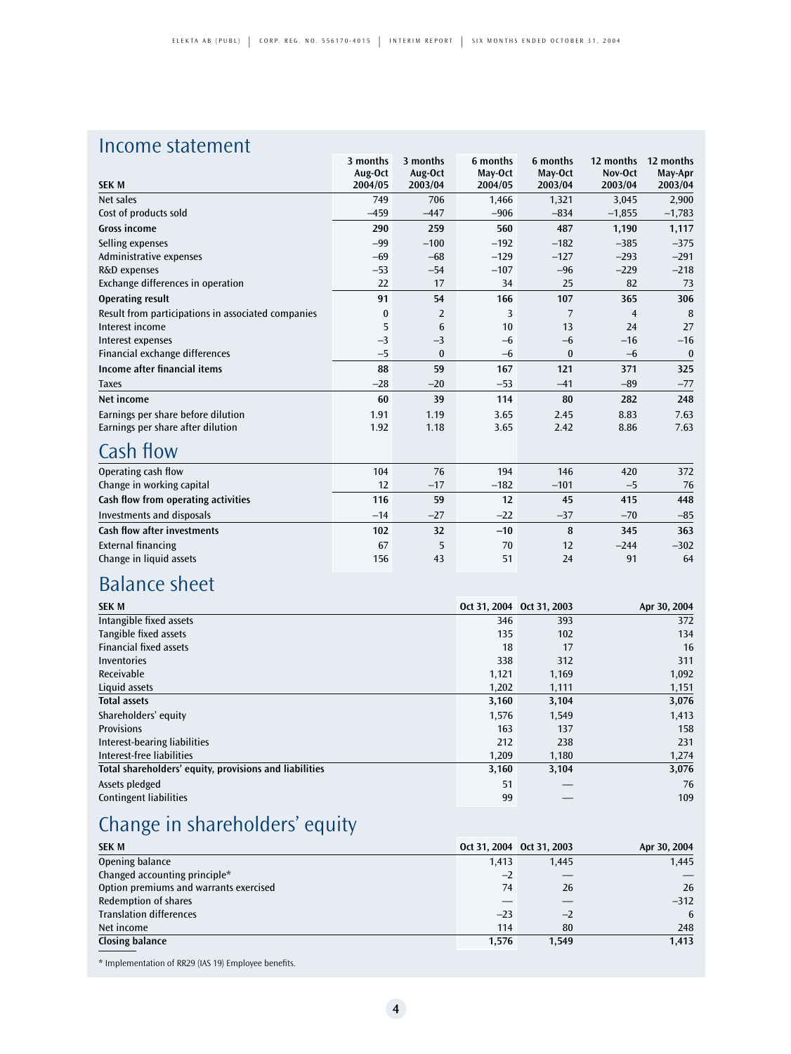## Income statement

| SEK M | 3 months Aug-Oct 2004/05 | 3 months Aug-Oct 2003/04 | 6 months May-Oct 2004/05 | 6 months May-Oct 2003/04 | 12 months Nov-Oct 2003/04 | 12 months May-Apr 2003/04 |
|---|---|---|---|---|---|---|
| Net sales | 749 | 706 | 1,466 | 1,321 | 3,045 | 2,900 |
| Cost of products sold | –459 | –447 | –906 | –834 | –1,855 | –1,783 |
| **Gross income** | **290** | **259** | **560** | **487** | **1,190** | **1,117** |
| Selling expenses | –99 | –100 | –192 | –182 | –385 | –375 |
| Administrative expenses | –69 | –68 | –129 | –127 | –293 | –291 |
| R&D expenses | –53 | –54 | –107 | –96 | –229 | –218 |
| Exchange differences in operation | 22 | 17 | 34 | 25 | 82 | 73 |
| **Operating result** | **91** | **54** | **166** | **107** | **365** | **306** |
| Result from participations in associated companies | 0 | 2 | 3 | 7 | 4 | 8 |
| Interest income | 5 | 6 | 10 | 13 | 24 | 27 |
| Interest expenses | –3 | –3 | –6 | –6 | –16 | –16 |
| Financial exchange differences | –5 | 0 | –6 | 0 | –6 | 0 |
| **Income after financial items** | **88** | **59** | **167** | **121** | **371** | **325** |
| Taxes | –28 | –20 | –53 | –41 | –89 | –77 |
| **Net income** | **60** | **39** | **114** | **80** | **282** | **248** |
| Earnings per share before dilution | 1.91 | 1.19 | 3.65 | 2.45 | 8.83 | 7.63 |
| Earnings per share after dilution | 1.92 | 1.18 | 3.65 | 2.42 | 8.86 | 7.63 |

## Cash flow

| | 3 months Aug-Oct 2004/05 | 3 months Aug-Oct 2003/04 | 6 months May-Oct 2004/05 | 6 months May-Oct 2003/04 | 12 months Nov-Oct 2003/04 | 12 months May-Apr 2003/04 |
|---|---|---|---|---|---|---|
| Operating cash flow | 104 | 76 | 194 | 146 | 420 | 372 |
| Change in working capital | 12 | –17 | –182 | –101 | –5 | 76 |
| **Cash flow from operating activities** | **116** | **59** | **12** | **45** | **415** | **448** |
| Investments and disposals | –14 | –27 | –22 | –37 | –70 | –85 |
| **Cash flow after investments** | **102** | **32** | **–10** | **8** | **345** | **363** |
| External financing | 67 | 5 | 70 | 12 | –244 | –302 |
| Change in liquid assets | 156 | 43 | 51 | 24 | 91 | 64 |

## Balance sheet

| SEK M | Oct 31, 2004 | Oct 31, 2003 | Apr 30, 2004 |
|---|---|---|---|
| Intangible fixed assets | 346 | 393 | 372 |
| Tangible fixed assets | 135 | 102 | 134 |
| Financial fixed assets | 18 | 17 | 16 |
| Inventories | 338 | 312 | 311 |
| Receivable | 1,121 | 1,169 | 1,092 |
| Liquid assets | 1,202 | 1,111 | 1,151 |
| **Total assets** | **3,160** | **3,104** | **3,076** |
| Shareholders' equity | 1,576 | 1,549 | 1,413 |
| Provisions | 163 | 137 | 158 |
| Interest-bearing liabilities | 212 | 238 | 231 |
| Interest-free liabilities | 1,209 | 1,180 | 1,274 |
| **Total shareholders' equity, provisions and liabilities** | **3,160** | **3,104** | **3,076** |
| Assets pledged | 51 | — | 76 |
| Contingent liabilities | 99 | — | 109 |

## Change in shareholders' equity

| SEK M | Oct 31, 2004 | Oct 31, 2003 | Apr 30, 2004 |
|---|---|---|---|
| Opening balance | 1,413 | 1,445 | 1,445 |
| Changed accounting principle* | –2 | — | — |
| Option premiums and warrants exercised | 74 | 26 | 26 |
| Redemption of shares | — | — | –312 |
| Translation differences | –23 | –2 | 6 |
| Net income | 114 | 80 | 248 |
| **Closing balance** | **1,576** | **1,549** | **1,413** |

* Implementation of RR29 (IAS 19) Employee benefits.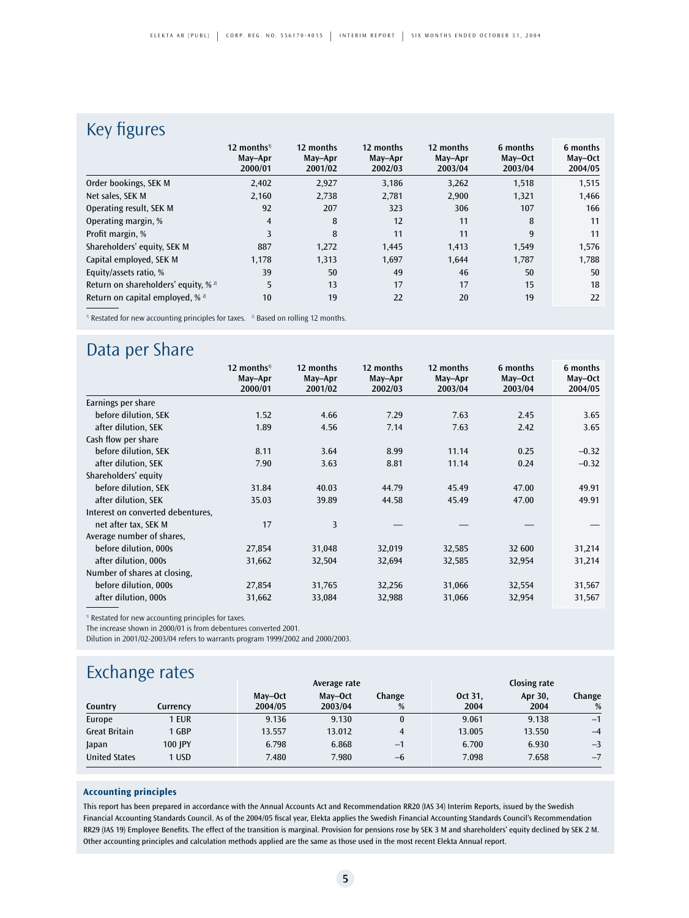## Key figures

| | 12 months[1] May–Apr 2000/01 | 12 months May–Apr 2001/02 | 12 months May–Apr 2002/03 | 12 months May–Apr 2003/04 | 6 months May–Oct 2003/04 | 6 months May–Oct 2004/05 |
|---|---|---|---|---|---|---|
| Order bookings, SEK M | 2,402 | 2,927 | 3,186 | 3,262 | 1,518 | 1,515 |
| Net sales, SEK M | 2,160 | 2,738 | 2,781 | 2,900 | 1,321 | 1,466 |
| Operating result, SEK M | 92 | 207 | 323 | 306 | 107 | 166 |
| Operating margin, % | 4 | 8 | 12 | 11 | 8 | 11 |
| Profit margin, % | 3 | 8 | 11 | 11 | 9 | 11 |
| Shareholders' equity, SEK M | 887 | 1,272 | 1,445 | 1,413 | 1,549 | 1,576 |
| Capital employed, SEK M | 1,178 | 1,313 | 1,697 | 1,644 | 1,787 | 1,788 |
| Equity/assets ratio, % | 39 | 50 | 49 | 46 | 50 | 50 |
| Return on shareholders' equity, % [2] | 5 | 13 | 17 | 17 | 15 | 18 |
| Return on capital employed, % [2] | 10 | 19 | 22 | 20 | 19 | 22 |

[1] Restated for new accounting principles for taxes. [2] Based on rolling 12 months.

## Data per Share

| | 12 months[1] May–Apr 2000/01 | 12 months May–Apr 2001/02 | 12 months May–Apr 2002/03 | 12 months May–Apr 2003/04 | 6 months May–Oct 2003/04 | 6 months May–Oct 2004/05 |
|---|---|---|---|---|---|---|
| Earnings per share | | | | | | |
| before dilution, SEK | 1.52 | 4.66 | 7.29 | 7.63 | 2.45 | 3.65 |
| after dilution, SEK | 1.89 | 4.56 | 7.14 | 7.63 | 2.42 | 3.65 |
| Cash flow per share | | | | | | |
| before dilution, SEK | 8.11 | 3.64 | 8.99 | 11.14 | 0.25 | –0.32 |
| after dilution, SEK | 7.90 | 3.63 | 8.81 | 11.14 | 0.24 | –0.32 |
| Shareholders' equity | | | | | | |
| before dilution, SEK | 31.84 | 40.03 | 44.79 | 45.49 | 47.00 | 49.91 |
| after dilution, SEK | 35.03 | 39.89 | 44.58 | 45.49 | 47.00 | 49.91 |
| Interest on converted debentures, | | | | | | |
| net after tax, SEK M | 17 | 3 | — | — | — | — |
| Average number of shares, | | | | | | |
| before dilution, 000s | 27,854 | 31,048 | 32,019 | 32,585 | 32 600 | 31,214 |
| after dilution, 000s | 31,662 | 32,504 | 32,694 | 32,585 | 32,954 | 31,214 |
| Number of shares at closing, | | | | | | |
| before dilution, 000s | 27,854 | 31,765 | 32,256 | 31,066 | 32,554 | 31,567 |
| after dilution, 000s | 31,662 | 33,084 | 32,988 | 31,066 | 32,954 | 31,567 |

[1] Restated for new accounting principles for taxes.
The increase shown in 2000/01 is from debentures converted 2001.
Dilution in 2001/02-2003/04 refers to warrants program 1999/2002 and 2000/2003.

## Exchange rates

| | | Average rate | | | Closing rate | | |
|---|---|---|---|---|---|---|---|
| Country | Currency | May–Oct 2004/05 | May–Oct 2003/04 | Change % | Oct 31, 2004 | Apr 30, 2004 | Change % |
| Europe | 1 EUR | 9.136 | 9.130 | 0 | 9.061 | 9.138 | –1 |
| Great Britain | 1 GBP | 13.557 | 13.012 | 4 | 13.005 | 13.550 | –4 |
| Japan | 100 JPY | 6.798 | 6.868 | –1 | 6.700 | 6.930 | –3 |
| United States | 1 USD | 7.480 | 7.980 | –6 | 7.098 | 7.658 | –7 |

### Accounting principles

This report has been prepared in accordance with the Annual Accounts Act and Recommendation RR20 (IAS 34) Interim Reports, issued by the Swedish Financial Accounting Standards Council. As of the 2004/05 fiscal year, Elekta applies the Swedish Financial Accounting Standards Council's Recommendation RR29 (IAS 19) Employee Benefits. The effect of the transition is marginal. Provision for pensions rose by SEK 3 M and shareholders' equity declined by SEK 2 M. Other accounting principles and calculation methods applied are the same as those used in the most recent Elekta Annual report.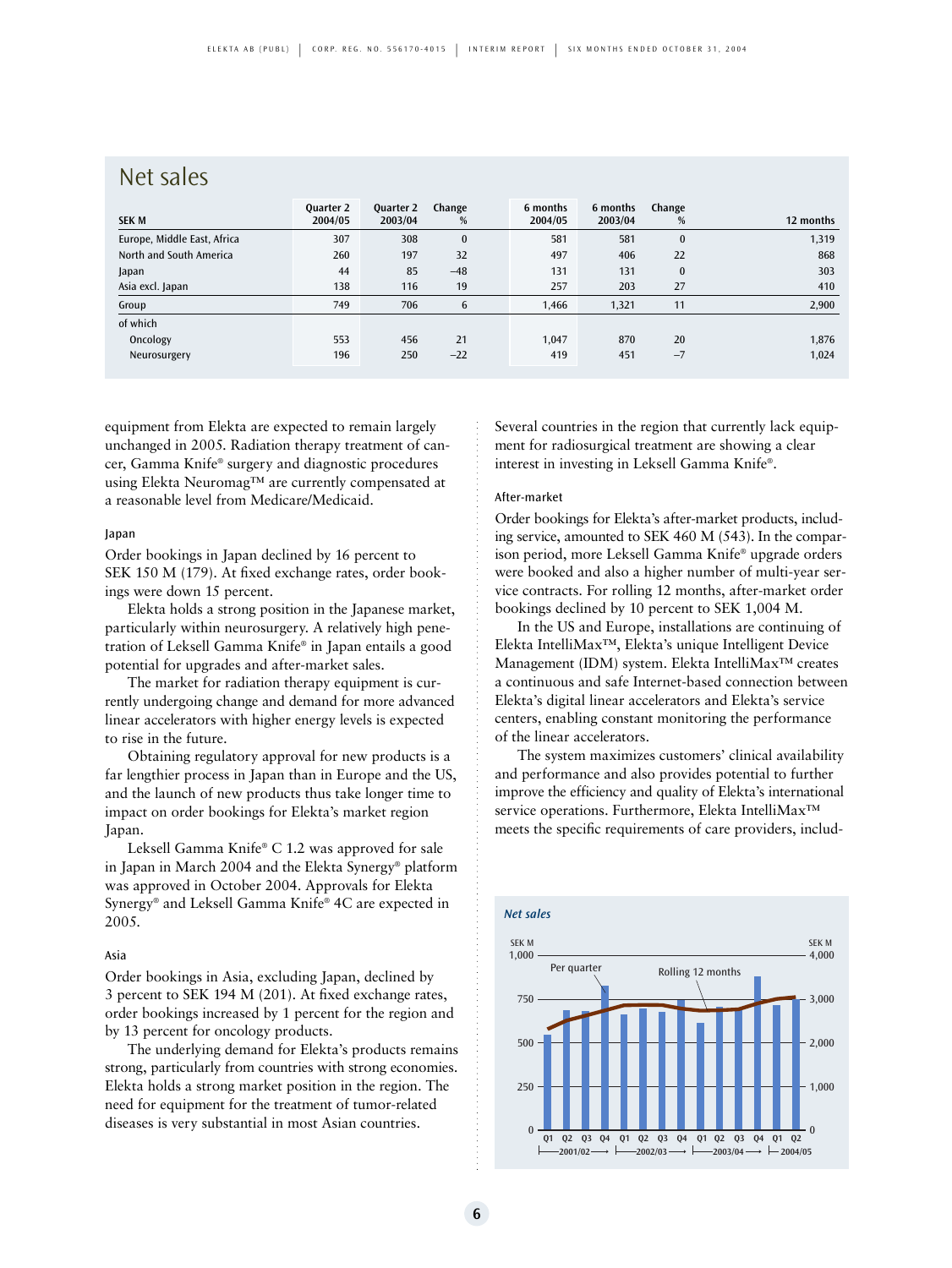## Net sales

| SEK M | Quarter 2 2004/05 | Quarter 2 2003/04 | Change % | 6 months 2004/05 | 6 months 2003/04 | Change % | 12 months |
|---|---|---|---|---|---|---|---|
| Europe, Middle East, Africa | 307 | 308 | 0 | 581 | 581 | 0 | 1,319 |
| North and South America | 260 | 197 | 32 | 497 | 406 | 22 | 868 |
| Japan | 44 | 85 | −48 | 131 | 131 | 0 | 303 |
| Asia excl. Japan | 138 | 116 | 19 | 257 | 203 | 27 | 410 |
| Group | 749 | 706 | 6 | 1,466 | 1,321 | 11 | 2,900 |
| of which | | | | | | | |
| Oncology | 553 | 456 | 21 | 1,047 | 870 | 20 | 1,876 |
| Neurosurgery | 196 | 250 | −22 | 419 | 451 | −7 | 1,024 |

equipment from Elekta are expected to remain largely unchanged in 2005. Radiation therapy treatment of cancer, Gamma Knife® surgery and diagnostic procedures using Elekta Neuromag™ are currently compensated at a reasonable level from Medicare/Medicaid.

### Japan

Order bookings in Japan declined by 16 percent to SEK 150 M (179). At fixed exchange rates, order bookings were down 15 percent.

Elekta holds a strong position in the Japanese market, particularly within neurosurgery. A relatively high penetration of Leksell Gamma Knife® in Japan entails a good potential for upgrades and after-market sales.

The market for radiation therapy equipment is currently undergoing change and demand for more advanced linear accelerators with higher energy levels is expected to rise in the future.

Obtaining regulatory approval for new products is a far lengthier process in Japan than in Europe and the US, and the launch of new products thus take longer time to impact on order bookings for Elekta's market region Japan.

Leksell Gamma Knife® C 1.2 was approved for sale in Japan in March 2004 and the Elekta Synergy® platform was approved in October 2004. Approvals for Elekta Synergy® and Leksell Gamma Knife® 4C are expected in 2005.

### Asia

Order bookings in Asia, excluding Japan, declined by 3 percent to SEK 194 M (201). At fixed exchange rates, order bookings increased by 1 percent for the region and by 13 percent for oncology products.

The underlying demand for Elekta's products remains strong, particularly from countries with strong economies. Elekta holds a strong market position in the region. The need for equipment for the treatment of tumor-related diseases is very substantial in most Asian countries.

Several countries in the region that currently lack equipment for radiosurgical treatment are showing a clear interest in investing in Leksell Gamma Knife®.

### After-market

Order bookings for Elekta's after-market products, including service, amounted to SEK 460 M (543). In the comparison period, more Leksell Gamma Knife® upgrade orders were booked and also a higher number of multi-year service contracts. For rolling 12 months, after-market order bookings declined by 10 percent to SEK 1,004 M.

In the US and Europe, installations are continuing of Elekta IntelliMax™, Elekta's unique Intelligent Device Management (IDM) system. Elekta IntelliMax™ creates a continuous and safe Internet-based connection between Elekta's digital linear accelerators and Elekta's service centers, enabling constant monitoring the performance of the linear accelerators.

The system maximizes customers' clinical availability and performance and also provides potential to further improve the efficiency and quality of Elekta's international service operations. Furthermore, Elekta IntelliMax™ meets the specific requirements of care providers, includ-

*Net sales*

SEK M (left axis: Per quarter, 0–1,000); SEK M (right axis: Rolling 12 months, 0–4,000); Q1–Q4 2001/02, Q1–Q4 2002/03, Q1–Q4 2003/04, Q1–Q2 2004/05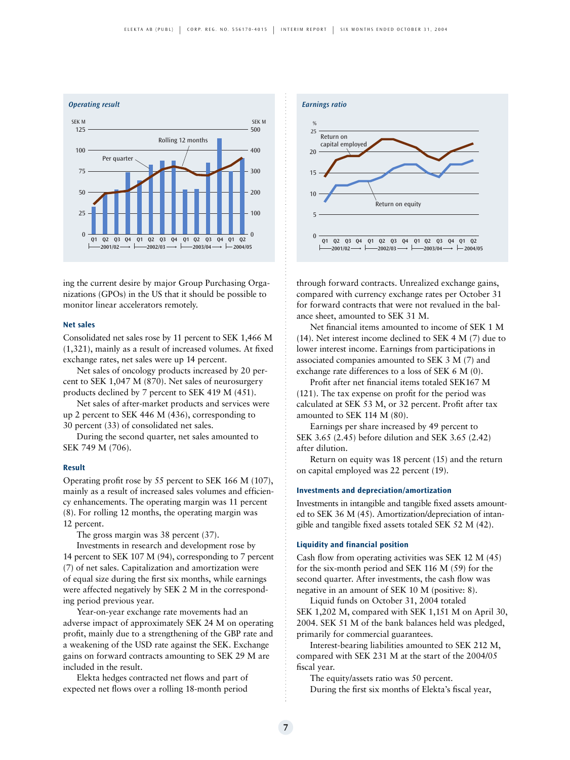*Operating result*

*Earnings ratio*

ing the current desire by major Group Purchasing Organizations (GPOs) in the US that it should be possible to monitor linear accelerators remotely.

### Net sales

Consolidated net sales rose by 11 percent to SEK 1,466 M (1,321), mainly as a result of increased volumes. At fixed exchange rates, net sales were up 14 percent.

Net sales of oncology products increased by 20 percent to SEK 1,047 M (870). Net sales of neurosurgery products declined by 7 percent to SEK 419 M (451).

Net sales of after-market products and services were up 2 percent to SEK 446 M (436), corresponding to 30 percent (33) of consolidated net sales.

During the second quarter, net sales amounted to SEK 749 M (706).

### Result

Operating profit rose by 55 percent to SEK 166 M (107), mainly as a result of increased sales volumes and efficiency enhancements. The operating margin was 11 percent (8). For rolling 12 months, the operating margin was 12 percent.

The gross margin was 38 percent (37).

Investments in research and development rose by 14 percent to SEK 107 M (94), corresponding to 7 percent (7) of net sales. Capitalization and amortization were of equal size during the first six months, while earnings were affected negatively by SEK 2 M in the corresponding period previous year.

Year-on-year exchange rate movements had an adverse impact of approximately SEK 24 M on operating profit, mainly due to a strengthening of the GBP rate and a weakening of the USD rate against the SEK. Exchange gains on forward contracts amounting to SEK 29 M are included in the result.

Elekta hedges contracted net flows and part of expected net flows over a rolling 18-month period through forward contracts. Unrealized exchange gains, compared with currency exchange rates per October 31 for forward contracts that were not revalued in the balance sheet, amounted to SEK 31 M.

Net financial items amounted to income of SEK 1 M (14). Net interest income declined to SEK 4 M (7) due to lower interest income. Earnings from participations in associated companies amounted to SEK 3 M (7) and exchange rate differences to a loss of SEK 6 M (0).

Profit after net financial items totaled SEK167 M (121). The tax expense on profit for the period was calculated at SEK 53 M, or 32 percent. Profit after tax amounted to SEK 114 M (80).

Earnings per share increased by 49 percent to SEK 3.65 (2.45) before dilution and SEK 3.65 (2.42) after dilution.

Return on equity was 18 percent (15) and the return on capital employed was 22 percent (19).

### Investments and depreciation/amortization

Investments in intangible and tangible fixed assets amounted to SEK 36 M (45). Amortization/depreciation of intangible and tangible fixed assets totaled SEK 52 M (42).

### Liquidity and financial position

Cash flow from operating activities was SEK 12 M (45) for the six-month period and SEK 116 M (59) for the second quarter. After investments, the cash flow was negative in an amount of SEK 10 M (positive: 8).

Liquid funds on October 31, 2004 totaled SEK 1,202 M, compared with SEK 1,151 M on April 30, 2004. SEK 51 M of the bank balances held was pledged, primarily for commercial guarantees.

Interest-bearing liabilities amounted to SEK 212 M, compared with SEK 231 M at the start of the 2004/05 fiscal year.

The equity/assets ratio was 50 percent.

During the first six months of Elekta's fiscal year,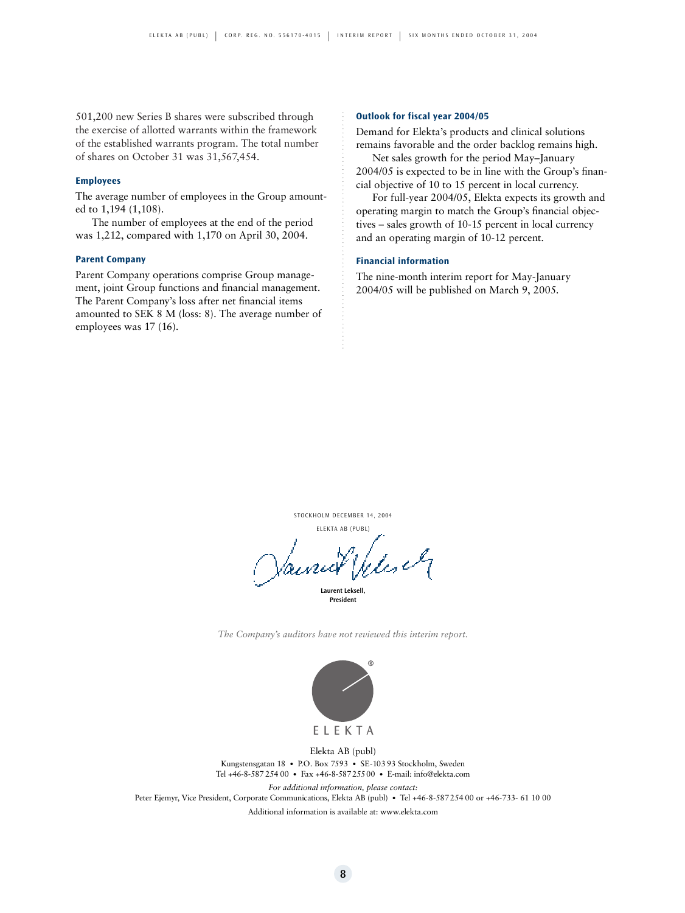501,200 new Series B shares were subscribed through the exercise of allotted warrants within the framework of the established warrants program. The total number of shares on October 31 was 31,567,454.

### Employees

The average number of employees in the Group amounted to 1,194 (1,108).

The number of employees at the end of the period was 1,212, compared with 1,170 on April 30, 2004.

### Parent Company

Parent Company operations comprise Group management, joint Group functions and financial management. The Parent Company's loss after net financial items amounted to SEK 8 M (loss: 8). The average number of employees was 17 (16).

### Outlook for fiscal year 2004/05

Demand for Elekta's products and clinical solutions remains favorable and the order backlog remains high.

Net sales growth for the period May–January 2004/05 is expected to be in line with the Group's financial objective of 10 to 15 percent in local currency.

For full-year 2004/05, Elekta expects its growth and operating margin to match the Group's financial objectives – sales growth of 10-15 percent in local currency and an operating margin of 10-12 percent.

### Financial information

The nine-month interim report for May-January 2004/05 will be published on March 9, 2005.

STOCKHOLM DECEMBER 14, 2004

ELEKTA AB (PUBL)

**Laurent Leksell,**
**President**

*The Company's auditors have not reviewed this interim report.*

ELEKTA

Elekta AB (publ)

Kungstensgatan 18 • P.O. Box 7593 • SE-103 93 Stockholm, Sweden
Tel +46-8-587 254 00 • Fax +46-8-587 255 00 • E-mail: info@elekta.com

*For additional information, please contact:*
Peter Ejemyr, Vice President, Corporate Communications, Elekta AB (publ) • Tel +46-8-587 254 00 or +46-733- 61 10 00

Additional information is available at: www.elekta.com